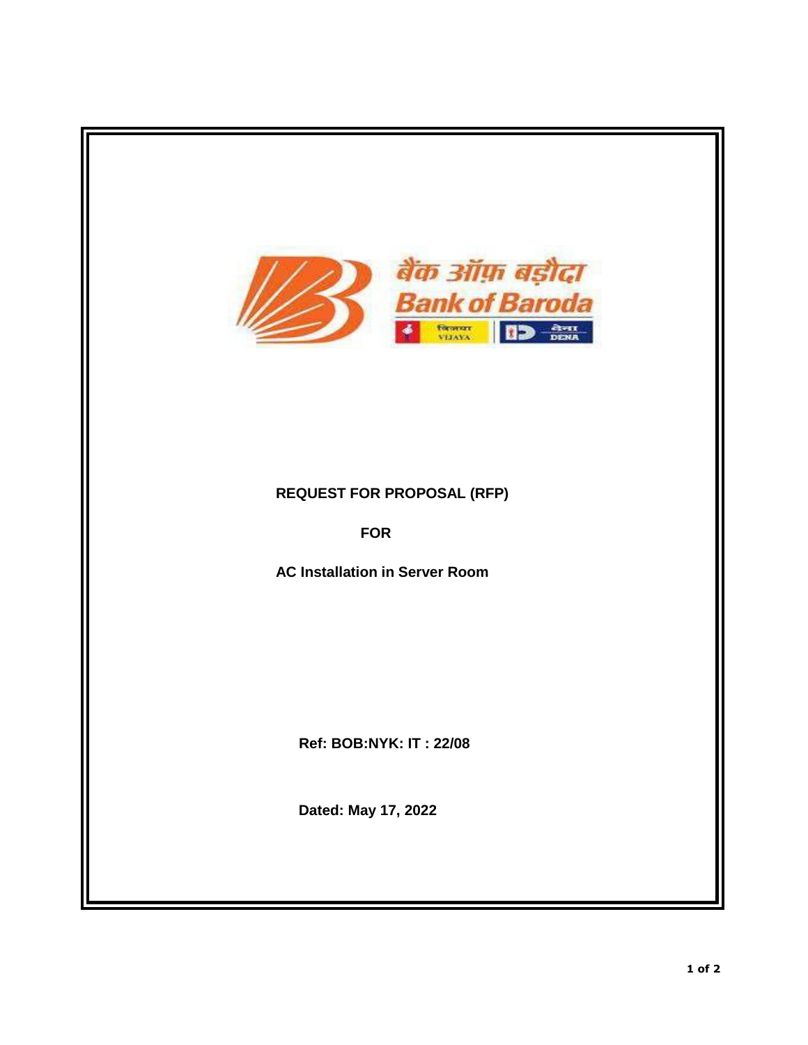बैंक ऑफ़ बड़ौदा

Bank of Baroda

विजया VIJAYA | देना DENA

**REQUEST FOR PROPOSAL (RFP)**

**FOR**

**AC Installation in Server Room**

**Ref: BOB:NYK: IT : 22/08**

**Dated: May 17, 2022**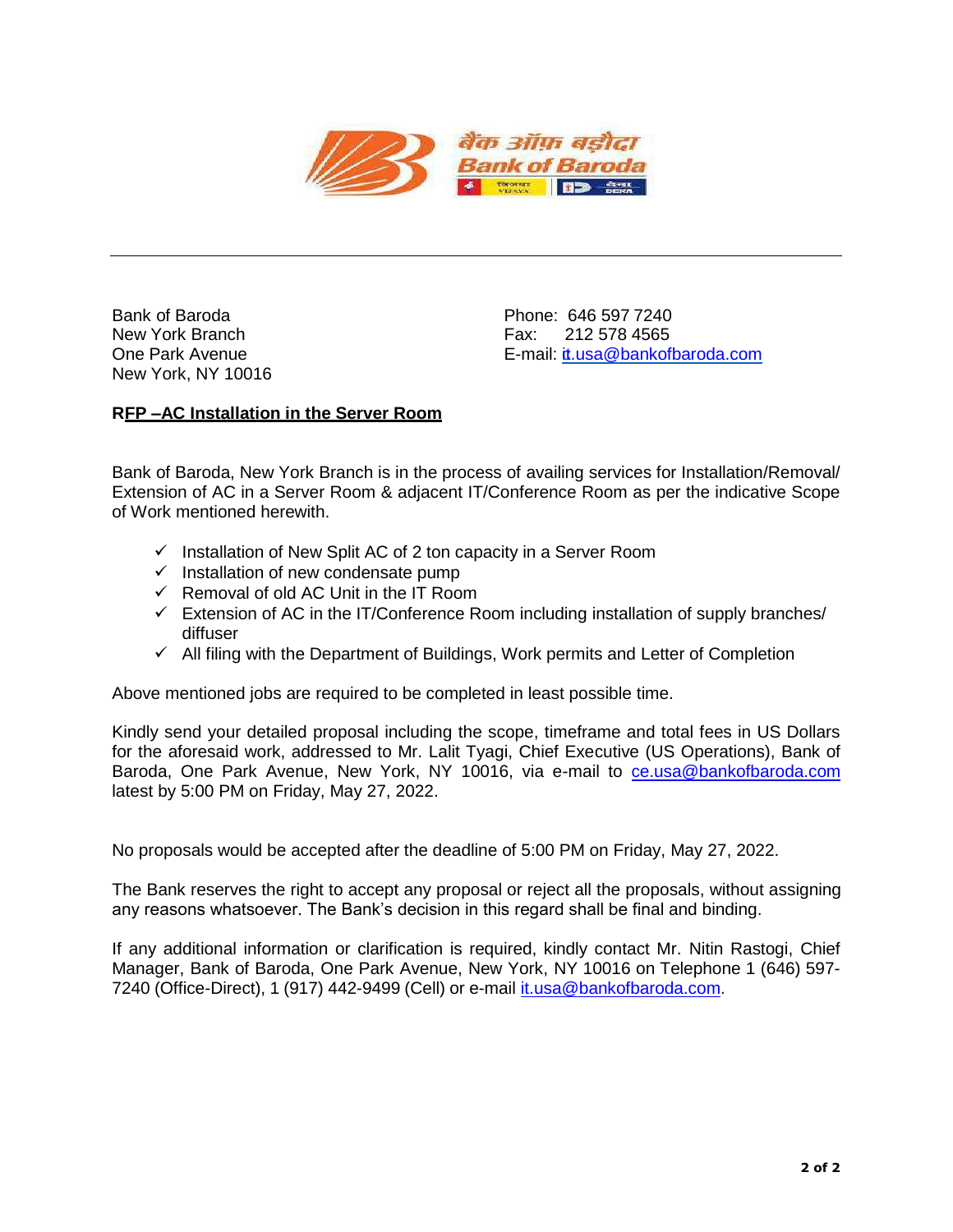Bank of Baroda
New York Branch
One Park Avenue
New York, NY 10016

Phone: 646 597 7240
Fax: 212 578 4565
E-mail: it.usa@bankofbaroda.com

**RFP –AC Installation in the Server Room**

Bank of Baroda, New York Branch is in the process of availing services for Installation/Removal/ Extension of AC in a Server Room & adjacent IT/Conference Room as per the indicative Scope of Work mentioned herewith.

- ✓ Installation of New Split AC of 2 ton capacity in a Server Room
- ✓ Installation of new condensate pump
- ✓ Removal of old AC Unit in the IT Room
- ✓ Extension of AC in the IT/Conference Room including installation of supply branches/ diffuser
- ✓ All filing with the Department of Buildings, Work permits and Letter of Completion

Above mentioned jobs are required to be completed in least possible time.

Kindly send your detailed proposal including the scope, timeframe and total fees in US Dollars for the aforesaid work, addressed to Mr. Lalit Tyagi, Chief Executive (US Operations), Bank of Baroda, One Park Avenue, New York, NY 10016, via e-mail to ce.usa@bankofbaroda.com latest by 5:00 PM on Friday, May 27, 2022.

No proposals would be accepted after the deadline of 5:00 PM on Friday, May 27, 2022.

The Bank reserves the right to accept any proposal or reject all the proposals, without assigning any reasons whatsoever. The Bank's decision in this regard shall be final and binding.

If any additional information or clarification is required, kindly contact Mr. Nitin Rastogi, Chief Manager, Bank of Baroda, One Park Avenue, New York, NY 10016 on Telephone 1 (646) 597-7240 (Office-Direct), 1 (917) 442-9499 (Cell) or e-mail it.usa@bankofbaroda.com.